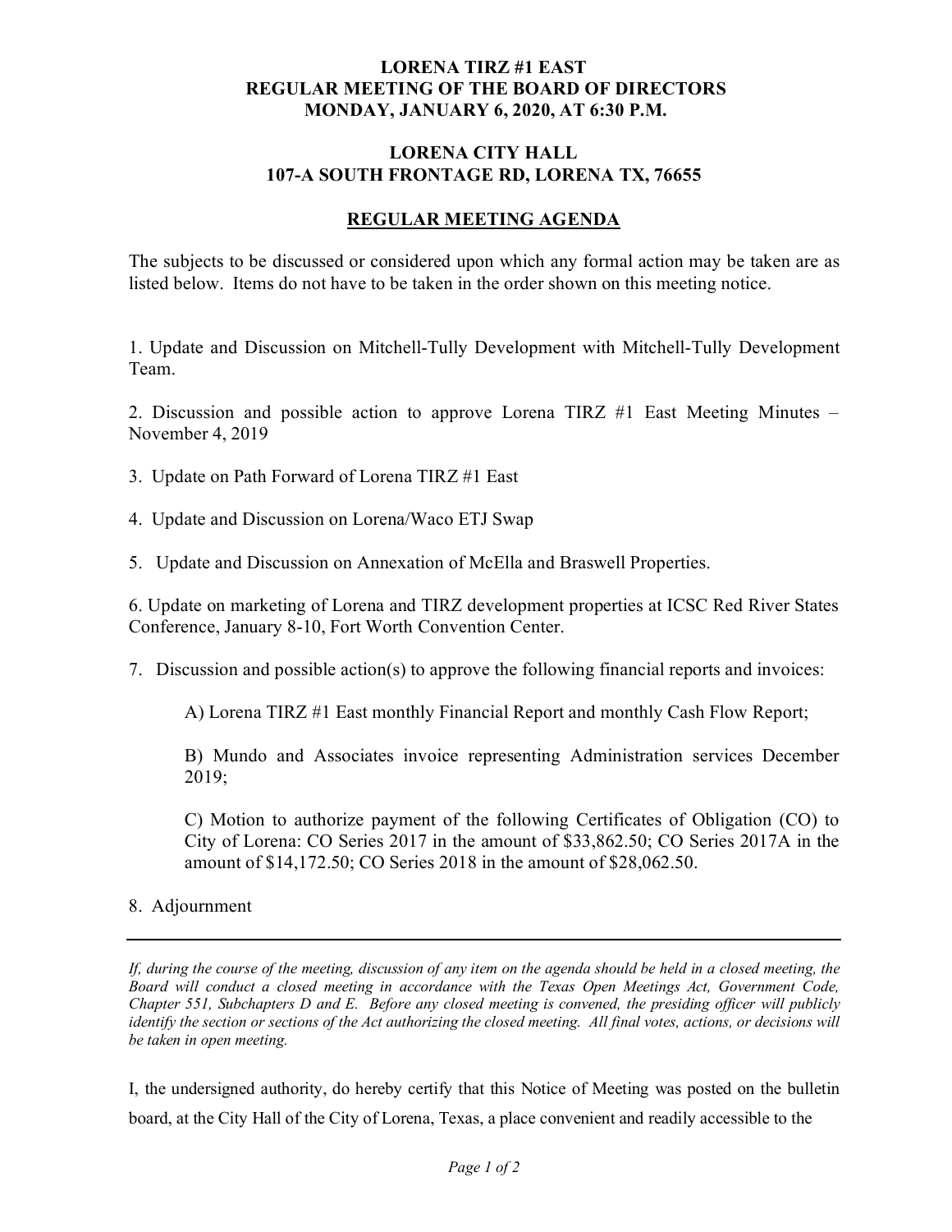**LORENA TIRZ #1 EAST**
**REGULAR MEETING OF THE BOARD OF DIRECTORS**
**MONDAY, JANUARY 6, 2020, AT 6:30 P.M.**

**LORENA CITY HALL**
**107-A SOUTH FRONTAGE RD, LORENA TX, 76655**

## REGULAR MEETING AGENDA

The subjects to be discussed or considered upon which any formal action may be taken are as listed below. Items do not have to be taken in the order shown on this meeting notice.

1. Update and Discussion on Mitchell-Tully Development with Mitchell-Tully Development Team.

2. Discussion and possible action to approve Lorena TIRZ #1 East Meeting Minutes – November 4, 2019

3. Update on Path Forward of Lorena TIRZ #1 East

4. Update and Discussion on Lorena/Waco ETJ Swap

5. Update and Discussion on Annexation of McElla and Braswell Properties.

6. Update on marketing of Lorena and TIRZ development properties at ICSC Red River States Conference, January 8-10, Fort Worth Convention Center.

7. Discussion and possible action(s) to approve the following financial reports and invoices:

   A) Lorena TIRZ #1 East monthly Financial Report and monthly Cash Flow Report;

   B) Mundo and Associates invoice representing Administration services December 2019;

   C) Motion to authorize payment of the following Certificates of Obligation (CO) to City of Lorena: CO Series 2017 in the amount of $33,862.50; CO Series 2017A in the amount of $14,172.50; CO Series 2018 in the amount of $28,062.50.

8. Adjournment

---

*If, during the course of the meeting, discussion of any item on the agenda should be held in a closed meeting, the Board will conduct a closed meeting in accordance with the Texas Open Meetings Act, Government Code, Chapter 551, Subchapters D and E. Before any closed meeting is convened, the presiding officer will publicly identify the section or sections of the Act authorizing the closed meeting. All final votes, actions, or decisions will be taken in open meeting.*

I, the undersigned authority, do hereby certify that this Notice of Meeting was posted on the bulletin board, at the City Hall of the City of Lorena, Texas, a place convenient and readily accessible to the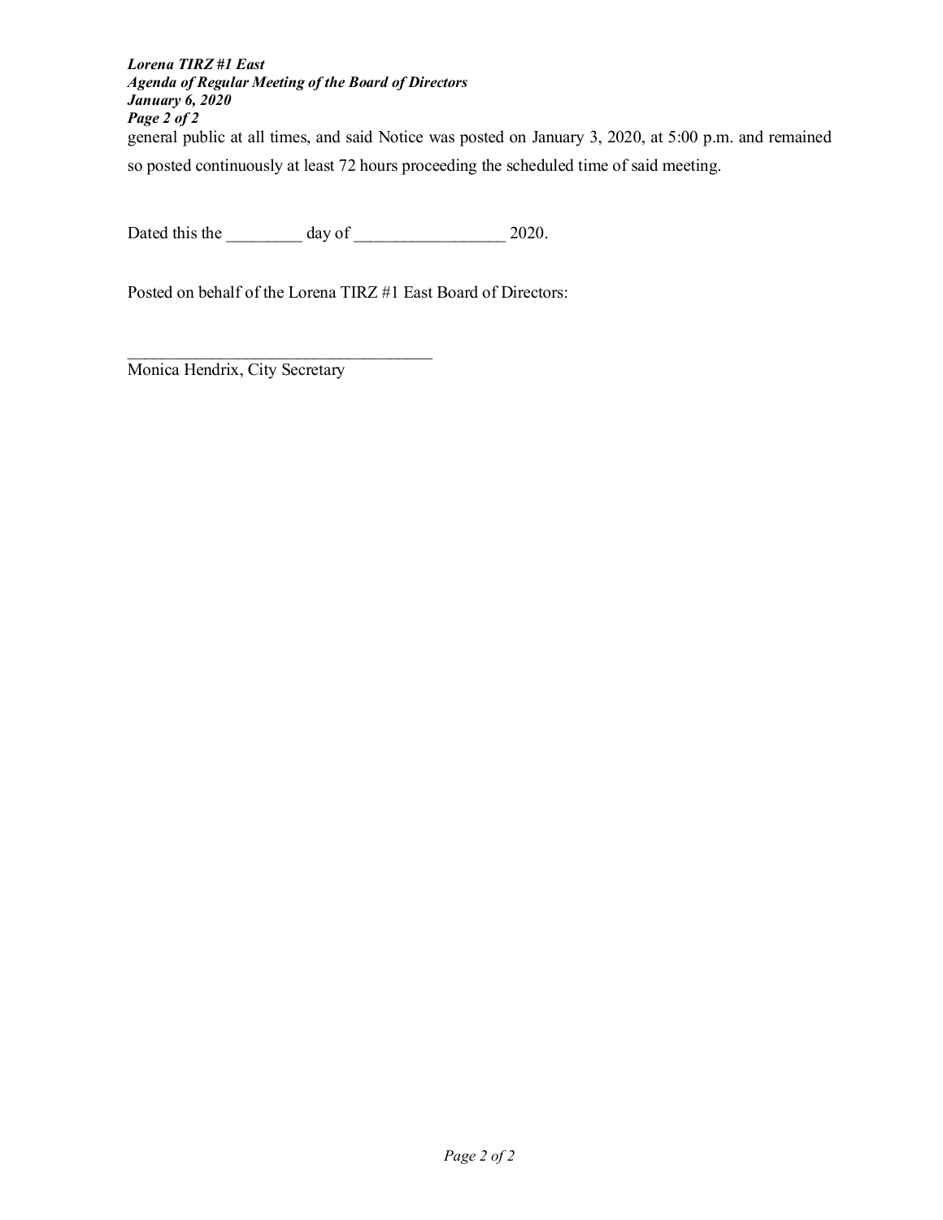general public at all times, and said Notice was posted on January 3, 2020, at 5:00 p.m. and remained so posted continuously at least 72 hours proceeding the scheduled time of said meeting.

Dated this the _________ day of _________________ 2020.

Posted on behalf of the Lorena TIRZ #1 East Board of Directors:

____________________________________
Monica Hendrix, City Secretary